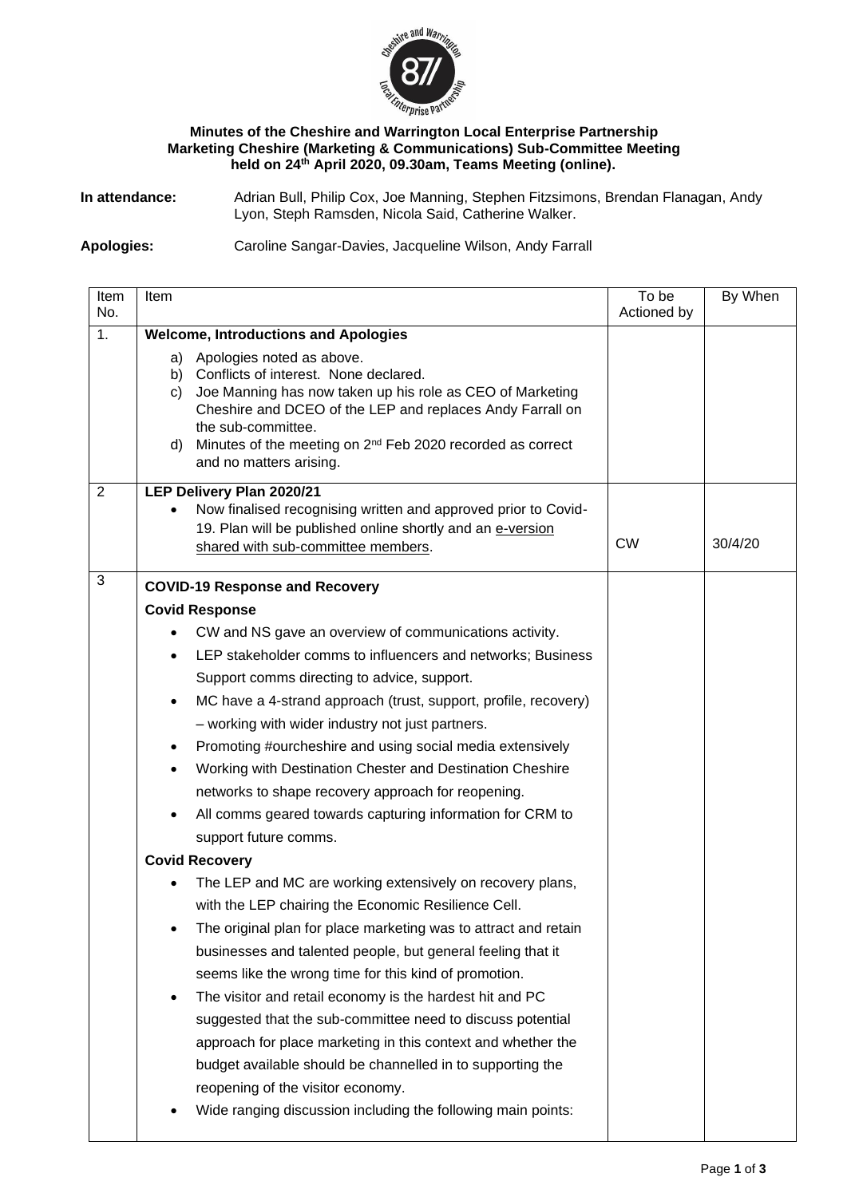**Minutes of the Cheshire and Warrington Local Enterprise Partnership Marketing Cheshire (Marketing & Communications) Sub-Committee Meeting held on 24th April 2020, 09.30am, Teams Meeting (online).**

**In attendance:** Adrian Bull, Philip Cox, Joe Manning, Stephen Fitzsimons, Brendan Flanagan, Andy Lyon, Steph Ramsden, Nicola Said, Catherine Walker.

**Apologies:** Caroline Sangar-Davies, Jacqueline Wilson, Andy Farrall

| Item No. | Item | To be Actioned by | By When |
|---|---|---|---|
| 1. | **Welcome, Introductions and Apologies**<br>a) Apologies noted as above.<br>b) Conflicts of interest. None declared.<br>c) Joe Manning has now taken up his role as CEO of Marketing Cheshire and DCEO of the LEP and replaces Andy Farrall on the sub-committee.<br>d) Minutes of the meeting on 2nd Feb 2020 recorded as correct and no matters arising. | | |
| 2 | **LEP Delivery Plan 2020/21**<br>• Now finalised recognising written and approved prior to Covid-19. Plan will be published online shortly and an e-version shared with sub-committee members. | CW | 30/4/20 |
| 3 | **COVID-19 Response and Recovery**<br>**Covid Response**<br>• CW and NS gave an overview of communications activity.<br>• LEP stakeholder comms to influencers and networks; Business Support comms directing to advice, support.<br>• MC have a 4-strand approach (trust, support, profile, recovery) – working with wider industry not just partners.<br>• Promoting #ourcheshire and using social media extensively<br>• Working with Destination Chester and Destination Cheshire networks to shape recovery approach for reopening.<br>• All comms geared towards capturing information for CRM to support future comms.<br>**Covid Recovery**<br>• The LEP and MC are working extensively on recovery plans, with the LEP chairing the Economic Resilience Cell.<br>• The original plan for place marketing was to attract and retain businesses and talented people, but general feeling that it seems like the wrong time for this kind of promotion.<br>• The visitor and retail economy is the hardest hit and PC suggested that the sub-committee need to discuss potential approach for place marketing in this context and whether the budget available should be channelled in to supporting the reopening of the visitor economy.<br>• Wide ranging discussion including the following main points: | | |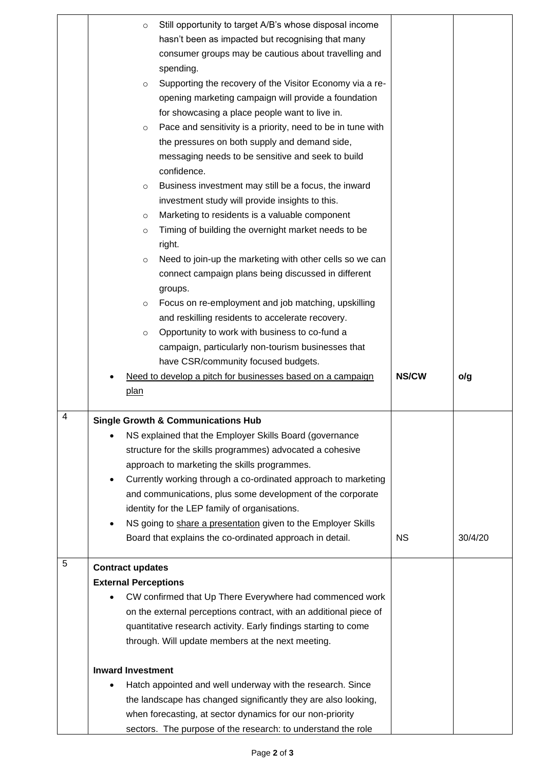| | | | |
|---|---|---|---|
| | <ul><li>Still opportunity to target A/B's whose disposal income hasn't been as impacted but recognising that many consumer groups may be cautious about travelling and spending.</li><li>Supporting the recovery of the Visitor Economy via a re-opening marketing campaign will provide a foundation for showcasing a place people want to live in.</li><li>Pace and sensitivity is a priority, need to be in tune with the pressures on both supply and demand side, messaging needs to be sensitive and seek to build confidence.</li><li>Business investment may still be a focus, the inward investment study will provide insights to this.</li><li>Marketing to residents is a valuable component</li><li>Timing of building the overnight market needs to be right.</li><li>Need to join-up the marketing with other cells so we can connect campaign plans being discussed in different groups.</li><li>Focus on re-employment and job matching, upskilling and reskilling residents to accelerate recovery.</li><li>Opportunity to work with business to co-fund a campaign, particularly non-tourism businesses that have CSR/community focused budgets.</li></ul> | | |
| | <ul><li><u>Need to develop a pitch for businesses based on a campaign plan</u></li></ul> | **NS/CW** | **o/g** |
| 4 | **Single Growth & Communications Hub**<ul><li>NS explained that the Employer Skills Board (governance structure for the skills programmes) advocated a cohesive approach to marketing the skills programmes.</li><li>Currently working through a co-ordinated approach to marketing and communications, plus some development of the corporate identity for the LEP family of organisations.</li><li>NS going to <u>share a presentation</u> given to the Employer Skills Board that explains the co-ordinated approach in detail.</li></ul> | NS | 30/4/20 |
| 5 | **Contract updates**<br>**External Perceptions**<ul><li>CW confirmed that Up There Everywhere had commenced work on the external perceptions contract, with an additional piece of quantitative research activity. Early findings starting to come through. Will update members at the next meeting.</li></ul>**Inward Investment**<ul><li>Hatch appointed and well underway with the research. Since the landscape has changed significantly they are also looking, when forecasting, at sector dynamics for our non-priority sectors. The purpose of the research: to understand the role</li></ul> | | |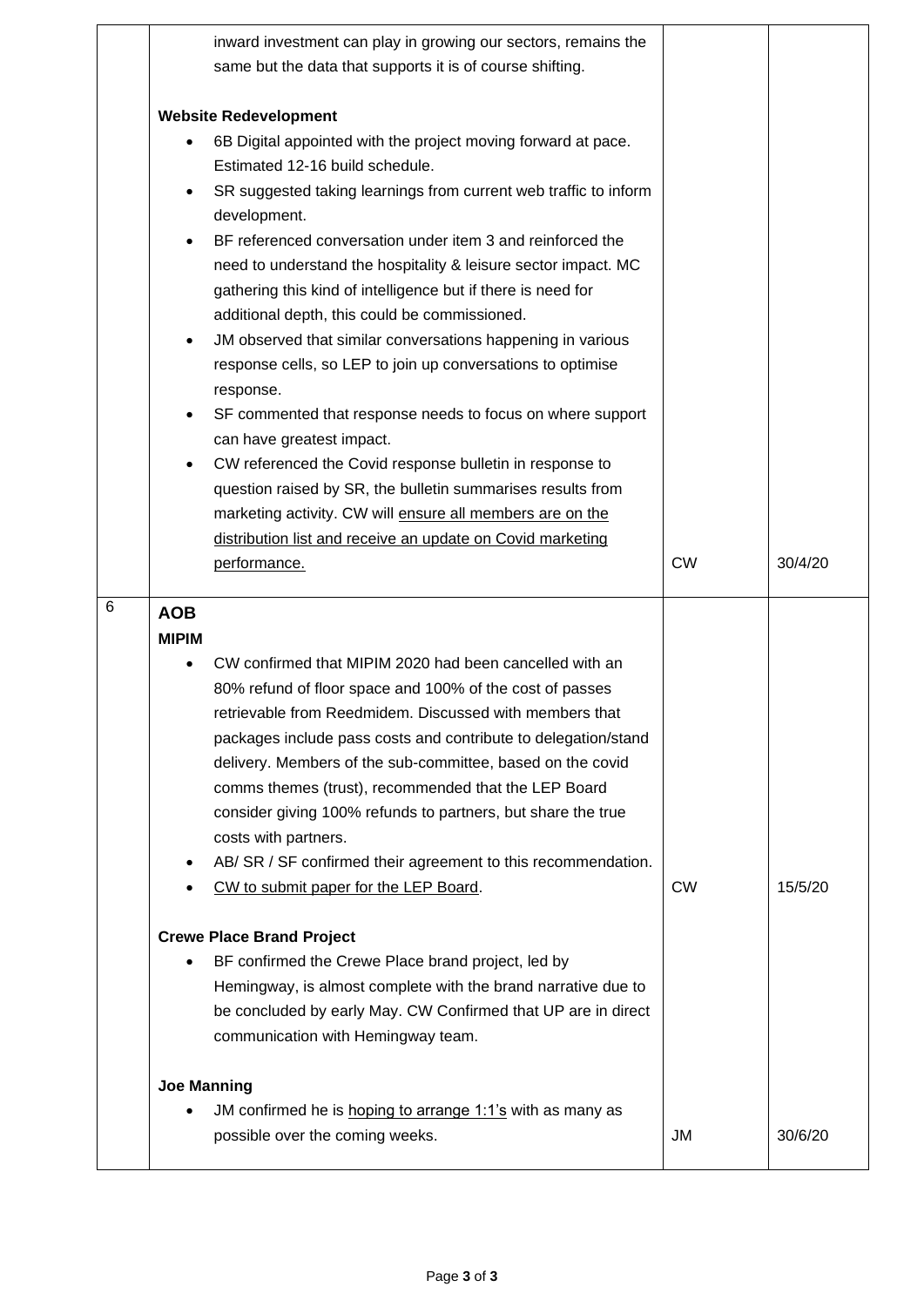| | | | |
|---|---|---|---|
| | inward investment can play in growing our sectors, remains the same but the data that supports it is of course shifting.<br><br>**Website Redevelopment**<br>• 6B Digital appointed with the project moving forward at pace. Estimated 12-16 build schedule.<br>• SR suggested taking learnings from current web traffic to inform development.<br>• BF referenced conversation under item 3 and reinforced the need to understand the hospitality & leisure sector impact. MC gathering this kind of intelligence but if there is need for additional depth, this could be commissioned.<br>• JM observed that similar conversations happening in various response cells, so LEP to join up conversations to optimise response.<br>• SF commented that response needs to focus on where support can have greatest impact.<br>• CW referenced the Covid response bulletin in response to question raised by SR, the bulletin summarises results from marketing activity. CW will <u>ensure all members are on the distribution list and receive an update on Covid marketing performance.</u> | CW | 30/4/20 |
| 6 | **AOB**<br>**MIPIM**<br>• CW confirmed that MIPIM 2020 had been cancelled with an 80% refund of floor space and 100% of the cost of passes retrievable from Reedmidem. Discussed with members that packages include pass costs and contribute to delegation/stand delivery. Members of the sub-committee, based on the covid comms themes (trust), recommended that the LEP Board consider giving 100% refunds to partners, but share the true costs with partners.<br>• AB/ SR / SF confirmed their agreement to this recommendation.<br>• <u>CW to submit paper for the LEP Board</u>.<br><br>**Crewe Place Brand Project**<br>• BF confirmed the Crewe Place brand project, led by Hemingway, is almost complete with the brand narrative due to be concluded by early May. CW Confirmed that UP are in direct communication with Hemingway team.<br><br>**Joe Manning**<br>• JM confirmed he is <u>hoping to arrange 1:1's</u> with as many as possible over the coming weeks. | CW<br><br><br><br><br><br><br><br>JM | 15/5/20<br><br><br><br><br><br><br><br>30/6/20 |